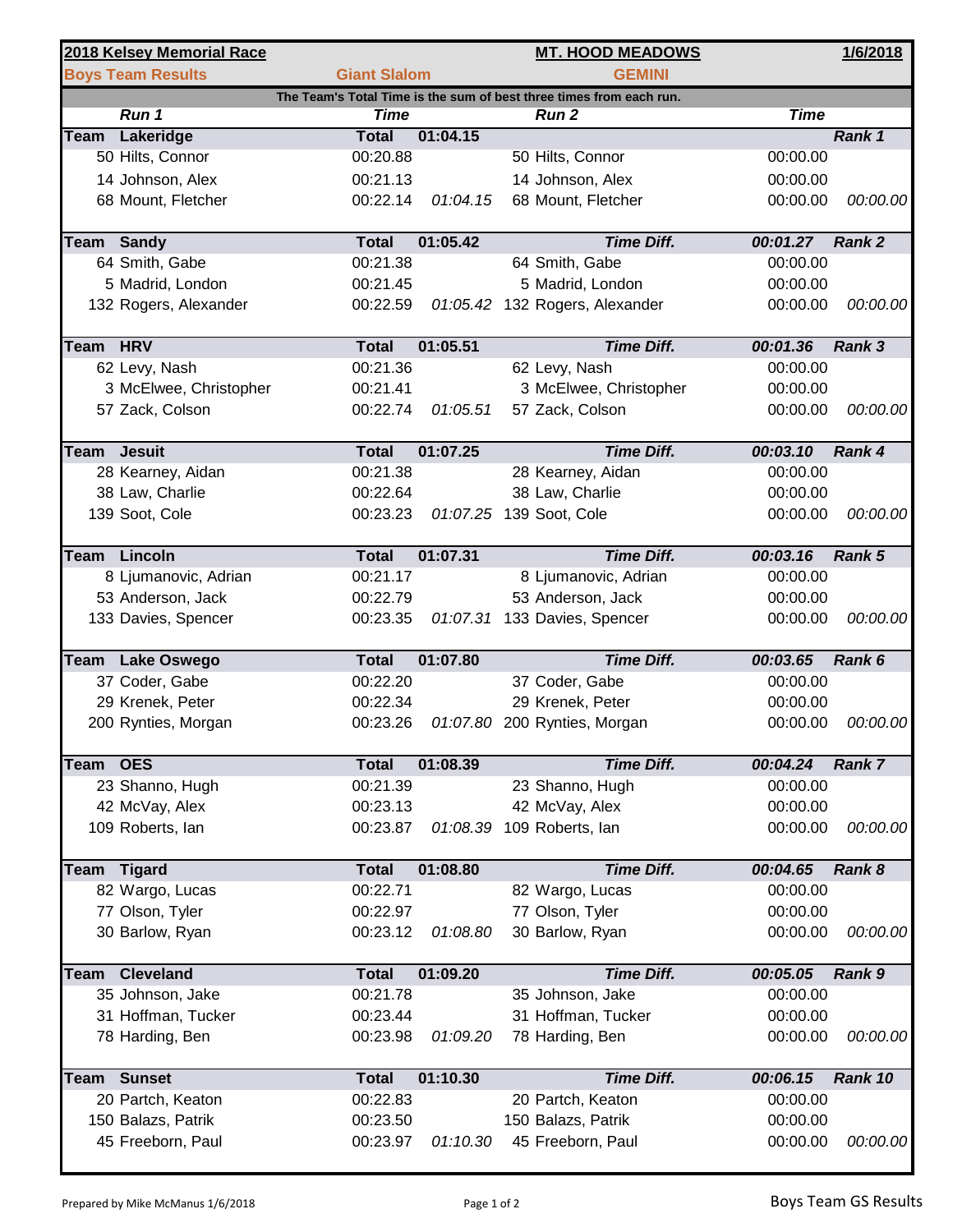| **2018 Kelsey Memorial Race** | | | **MT. HOOD MEADOWS** | | **1/6/2018** |
|---|---|---|---|---|---|
| **Boys Team Results** | **Giant Slalom** | | **GEMINI** | | |
| **The Team's Total Time is the sum of best three times from each run.** | | | | | |
| ***Run 1*** | ***Time*** | | ***Run 2*** | ***Time*** | |
| **Team Lakeridge** | **Total** | **01:04.15** | | | ***Rank 1*** |
| 50 Hilts, Connor | 00:20.88 | | 50 Hilts, Connor | 00:00.00 | |
| 14 Johnson, Alex | 00:21.13 | | 14 Johnson, Alex | 00:00.00 | |
| 68 Mount, Fletcher | 00:22.14 | *01:04.15* | 68 Mount, Fletcher | 00:00.00 | *00:00.00* |
| **Team Sandy** | **Total** | **01:05.42** | ***Time Diff.*** | ***00:01.27*** | ***Rank 2*** |
| 64 Smith, Gabe | 00:21.38 | | 64 Smith, Gabe | 00:00.00 | |
| 5 Madrid, London | 00:21.45 | | 5 Madrid, London | 00:00.00 | |
| 132 Rogers, Alexander | 00:22.59 | *01:05.42* | 132 Rogers, Alexander | 00:00.00 | *00:00.00* |
| **Team HRV** | **Total** | **01:05.51** | ***Time Diff.*** | ***00:01.36*** | ***Rank 3*** |
| 62 Levy, Nash | 00:21.36 | | 62 Levy, Nash | 00:00.00 | |
| 3 McElwee, Christopher | 00:21.41 | | 3 McElwee, Christopher | 00:00.00 | |
| 57 Zack, Colson | 00:22.74 | *01:05.51* | 57 Zack, Colson | 00:00.00 | *00:00.00* |
| **Team Jesuit** | **Total** | **01:07.25** | ***Time Diff.*** | ***00:03.10*** | ***Rank 4*** |
| 28 Kearney, Aidan | 00:21.38 | | 28 Kearney, Aidan | 00:00.00 | |
| 38 Law, Charlie | 00:22.64 | | 38 Law, Charlie | 00:00.00 | |
| 139 Soot, Cole | 00:23.23 | *01:07.25* | 139 Soot, Cole | 00:00.00 | *00:00.00* |
| **Team Lincoln** | **Total** | **01:07.31** | ***Time Diff.*** | ***00:03.16*** | ***Rank 5*** |
| 8 Ljumanovic, Adrian | 00:21.17 | | 8 Ljumanovic, Adrian | 00:00.00 | |
| 53 Anderson, Jack | 00:22.79 | | 53 Anderson, Jack | 00:00.00 | |
| 133 Davies, Spencer | 00:23.35 | *01:07.31* | 133 Davies, Spencer | 00:00.00 | *00:00.00* |
| **Team Lake Oswego** | **Total** | **01:07.80** | ***Time Diff.*** | ***00:03.65*** | ***Rank 6*** |
| 37 Coder, Gabe | 00:22.20 | | 37 Coder, Gabe | 00:00.00 | |
| 29 Krenek, Peter | 00:22.34 | | 29 Krenek, Peter | 00:00.00 | |
| 200 Rynties, Morgan | 00:23.26 | *01:07.80* | 200 Rynties, Morgan | 00:00.00 | *00:00.00* |
| **Team OES** | **Total** | **01:08.39** | ***Time Diff.*** | ***00:04.24*** | ***Rank 7*** |
| 23 Shanno, Hugh | 00:21.39 | | 23 Shanno, Hugh | 00:00.00 | |
| 42 McVay, Alex | 00:23.13 | | 42 McVay, Alex | 00:00.00 | |
| 109 Roberts, Ian | 00:23.87 | *01:08.39* | 109 Roberts, Ian | 00:00.00 | *00:00.00* |
| **Team Tigard** | **Total** | **01:08.80** | ***Time Diff.*** | ***00:04.65*** | ***Rank 8*** |
| 82 Wargo, Lucas | 00:22.71 | | 82 Wargo, Lucas | 00:00.00 | |
| 77 Olson, Tyler | 00:22.97 | | 77 Olson, Tyler | 00:00.00 | |
| 30 Barlow, Ryan | 00:23.12 | *01:08.80* | 30 Barlow, Ryan | 00:00.00 | *00:00.00* |
| **Team Cleveland** | **Total** | **01:09.20** | ***Time Diff.*** | ***00:05.05*** | ***Rank 9*** |
| 35 Johnson, Jake | 00:21.78 | | 35 Johnson, Jake | 00:00.00 | |
| 31 Hoffman, Tucker | 00:23.44 | | 31 Hoffman, Tucker | 00:00.00 | |
| 78 Harding, Ben | 00:23.98 | *01:09.20* | 78 Harding, Ben | 00:00.00 | *00:00.00* |
| **Team Sunset** | **Total** | **01:10.30** | ***Time Diff.*** | ***00:06.15*** | ***Rank 10*** |
| 20 Partch, Keaton | 00:22.83 | | 20 Partch, Keaton | 00:00.00 | |
| 150 Balazs, Patrik | 00:23.50 | | 150 Balazs, Patrik | 00:00.00 | |
| 45 Freeborn, Paul | 00:23.97 | *01:10.30* | 45 Freeborn, Paul | 00:00.00 | *00:00.00* |

Prepared by Mike McManus 1/6/2018

Boys Team GS Results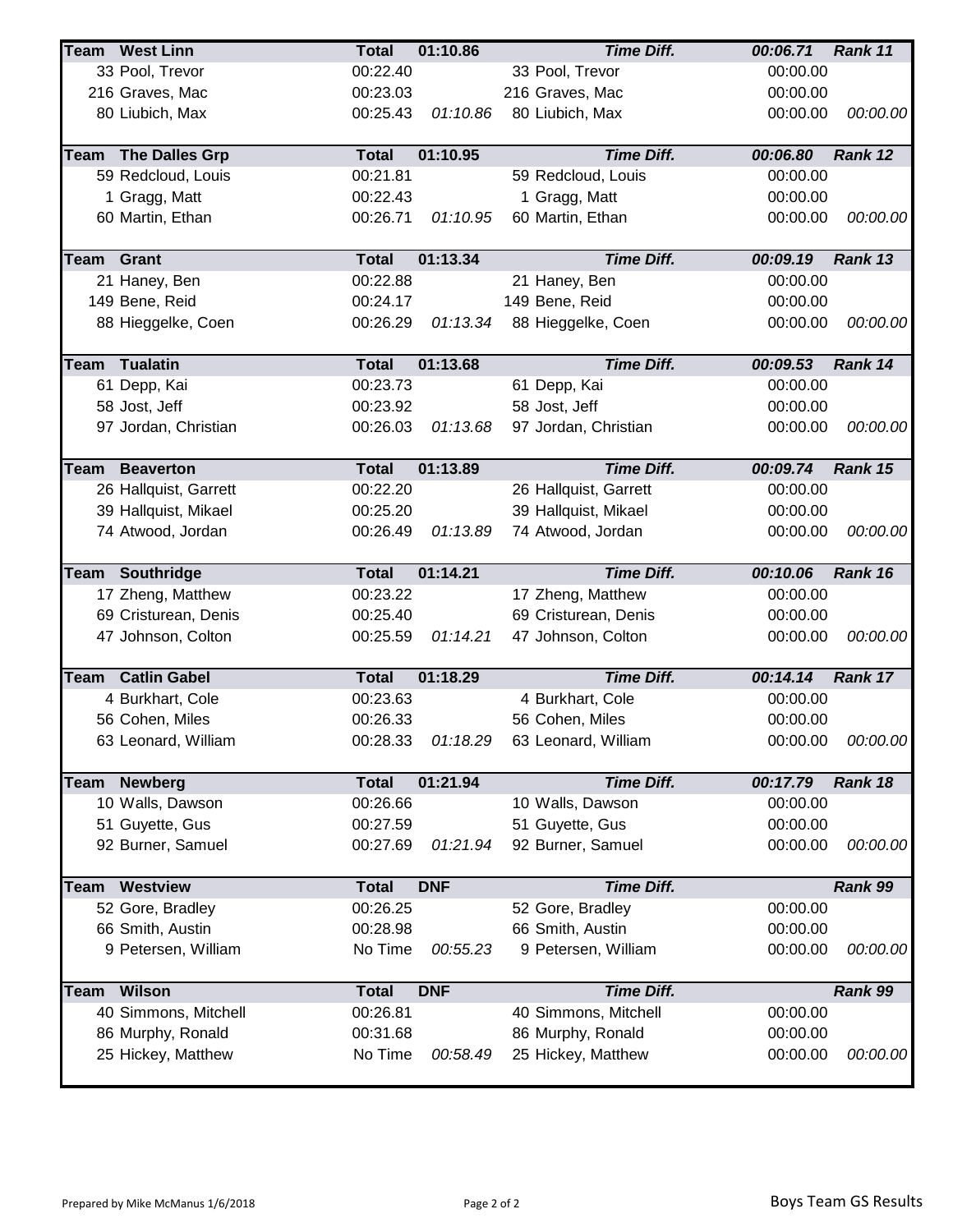| | | | | | | | |
|---|---|---|---|---|---|---|---|
| **Team** | **West Linn** | **Total** | **01:10.86** | ***Time Diff.*** | | ***00:06.71*** | ***Rank 11*** |
| | 33 Pool, Trevor | 00:22.40 | | 33 Pool, Trevor | | 00:00.00 | |
| | 216 Graves, Mac | 00:23.03 | | 216 Graves, Mac | | 00:00.00 | |
| | 80 Liubich, Max | 00:25.43 | *01:10.86* | 80 Liubich, Max | | 00:00.00 | *00:00.00* |
| **Team** | **The Dalles Grp** | **Total** | **01:10.95** | ***Time Diff.*** | | ***00:06.80*** | ***Rank 12*** |
| | 59 Redcloud, Louis | 00:21.81 | | 59 Redcloud, Louis | | 00:00.00 | |
| | 1 Gragg, Matt | 00:22.43 | | 1 Gragg, Matt | | 00:00.00 | |
| | 60 Martin, Ethan | 00:26.71 | *01:10.95* | 60 Martin, Ethan | | 00:00.00 | *00:00.00* |
| **Team** | **Grant** | **Total** | **01:13.34** | ***Time Diff.*** | | ***00:09.19*** | ***Rank 13*** |
| | 21 Haney, Ben | 00:22.88 | | 21 Haney, Ben | | 00:00.00 | |
| | 149 Bene, Reid | 00:24.17 | | 149 Bene, Reid | | 00:00.00 | |
| | 88 Hieggelke, Coen | 00:26.29 | *01:13.34* | 88 Hieggelke, Coen | | 00:00.00 | *00:00.00* |
| **Team** | **Tualatin** | **Total** | **01:13.68** | ***Time Diff.*** | | ***00:09.53*** | ***Rank 14*** |
| | 61 Depp, Kai | 00:23.73 | | 61 Depp, Kai | | 00:00.00 | |
| | 58 Jost, Jeff | 00:23.92 | | 58 Jost, Jeff | | 00:00.00 | |
| | 97 Jordan, Christian | 00:26.03 | *01:13.68* | 97 Jordan, Christian | | 00:00.00 | *00:00.00* |
| **Team** | **Beaverton** | **Total** | **01:13.89** | ***Time Diff.*** | | ***00:09.74*** | ***Rank 15*** |
| | 26 Hallquist, Garrett | 00:22.20 | | 26 Hallquist, Garrett | | 00:00.00 | |
| | 39 Hallquist, Mikael | 00:25.20 | | 39 Hallquist, Mikael | | 00:00.00 | |
| | 74 Atwood, Jordan | 00:26.49 | *01:13.89* | 74 Atwood, Jordan | | 00:00.00 | *00:00.00* |
| **Team** | **Southridge** | **Total** | **01:14.21** | ***Time Diff.*** | | ***00:10.06*** | ***Rank 16*** |
| | 17 Zheng, Matthew | 00:23.22 | | 17 Zheng, Matthew | | 00:00.00 | |
| | 69 Cristurean, Denis | 00:25.40 | | 69 Cristurean, Denis | | 00:00.00 | |
| | 47 Johnson, Colton | 00:25.59 | *01:14.21* | 47 Johnson, Colton | | 00:00.00 | *00:00.00* |
| **Team** | **Catlin Gabel** | **Total** | **01:18.29** | ***Time Diff.*** | | ***00:14.14*** | ***Rank 17*** |
| | 4 Burkhart, Cole | 00:23.63 | | 4 Burkhart, Cole | | 00:00.00 | |
| | 56 Cohen, Miles | 00:26.33 | | 56 Cohen, Miles | | 00:00.00 | |
| | 63 Leonard, William | 00:28.33 | *01:18.29* | 63 Leonard, William | | 00:00.00 | *00:00.00* |
| **Team** | **Newberg** | **Total** | **01:21.94** | ***Time Diff.*** | | ***00:17.79*** | ***Rank 18*** |
| | 10 Walls, Dawson | 00:26.66 | | 10 Walls, Dawson | | 00:00.00 | |
| | 51 Guyette, Gus | 00:27.59 | | 51 Guyette, Gus | | 00:00.00 | |
| | 92 Burner, Samuel | 00:27.69 | *01:21.94* | 92 Burner, Samuel | | 00:00.00 | *00:00.00* |
| **Team** | **Westview** | **Total** | **DNF** | ***Time Diff.*** | | | ***Rank 99*** |
| | 52 Gore, Bradley | 00:26.25 | | 52 Gore, Bradley | | 00:00.00 | |
| | 66 Smith, Austin | 00:28.98 | | 66 Smith, Austin | | 00:00.00 | |
| | 9 Petersen, William | No Time | *00:55.23* | 9 Petersen, William | | 00:00.00 | *00:00.00* |
| **Team** | **Wilson** | **Total** | **DNF** | ***Time Diff.*** | | | ***Rank 99*** |
| | 40 Simmons, Mitchell | 00:26.81 | | 40 Simmons, Mitchell | | 00:00.00 | |
| | 86 Murphy, Ronald | 00:31.68 | | 86 Murphy, Ronald | | 00:00.00 | |
| | 25 Hickey, Matthew | No Time | *00:58.49* | 25 Hickey, Matthew | | 00:00.00 | *00:00.00* |

Prepared by Mike McManus 1/6/2018

Boys Team GS Results